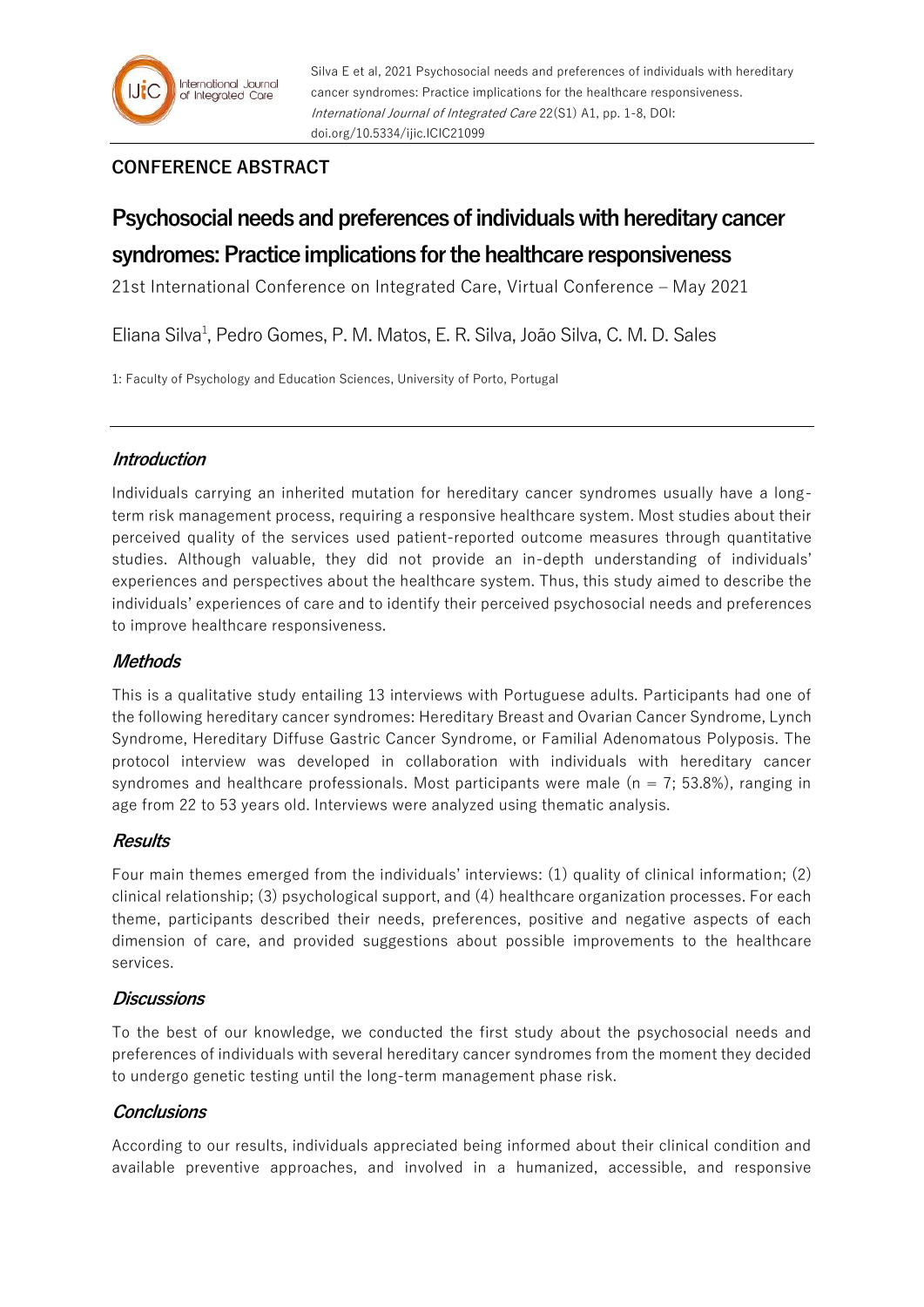Silva E et al, 2021 Psychosocial needs and preferences of individuals with hereditary cancer syndromes: Practice implications for the healthcare responsiveness. *International Journal of Integrated Care* 22(S1) A1, pp. 1-8, DOI: doi.org/10.5334/ijic.ICIC21099

**CONFERENCE ABSTRACT**

# Psychosocial needs and preferences of individuals with hereditary cancer syndromes: Practice implications for the healthcare responsiveness

21st International Conference on Integrated Care, Virtual Conference – May 2021

Eliana Silva[1], Pedro Gomes, P. M. Matos, E. R. Silva, João Silva, C. M. D. Sales

1: Faculty of Psychology and Education Sciences, University of Porto, Portugal

## *Introduction*

Individuals carrying an inherited mutation for hereditary cancer syndromes usually have a long-term risk management process, requiring a responsive healthcare system. Most studies about their perceived quality of the services used patient-reported outcome measures through quantitative studies. Although valuable, they did not provide an in-depth understanding of individuals' experiences and perspectives about the healthcare system. Thus, this study aimed to describe the individuals' experiences of care and to identify their perceived psychosocial needs and preferences to improve healthcare responsiveness.

## *Methods*

This is a qualitative study entailing 13 interviews with Portuguese adults. Participants had one of the following hereditary cancer syndromes: Hereditary Breast and Ovarian Cancer Syndrome, Lynch Syndrome, Hereditary Diffuse Gastric Cancer Syndrome, or Familial Adenomatous Polyposis. The protocol interview was developed in collaboration with individuals with hereditary cancer syndromes and healthcare professionals. Most participants were male ($n = 7$; 53.8%), ranging in age from 22 to 53 years old. Interviews were analyzed using thematic analysis.

## *Results*

Four main themes emerged from the individuals' interviews: (1) quality of clinical information; (2) clinical relationship; (3) psychological support, and (4) healthcare organization processes. For each theme, participants described their needs, preferences, positive and negative aspects of each dimension of care, and provided suggestions about possible improvements to the healthcare services.

## *Discussions*

To the best of our knowledge, we conducted the first study about the psychosocial needs and preferences of individuals with several hereditary cancer syndromes from the moment they decided to undergo genetic testing until the long-term management phase risk.

## *Conclusions*

According to our results, individuals appreciated being informed about their clinical condition and available preventive approaches, and involved in a humanized, accessible, and responsive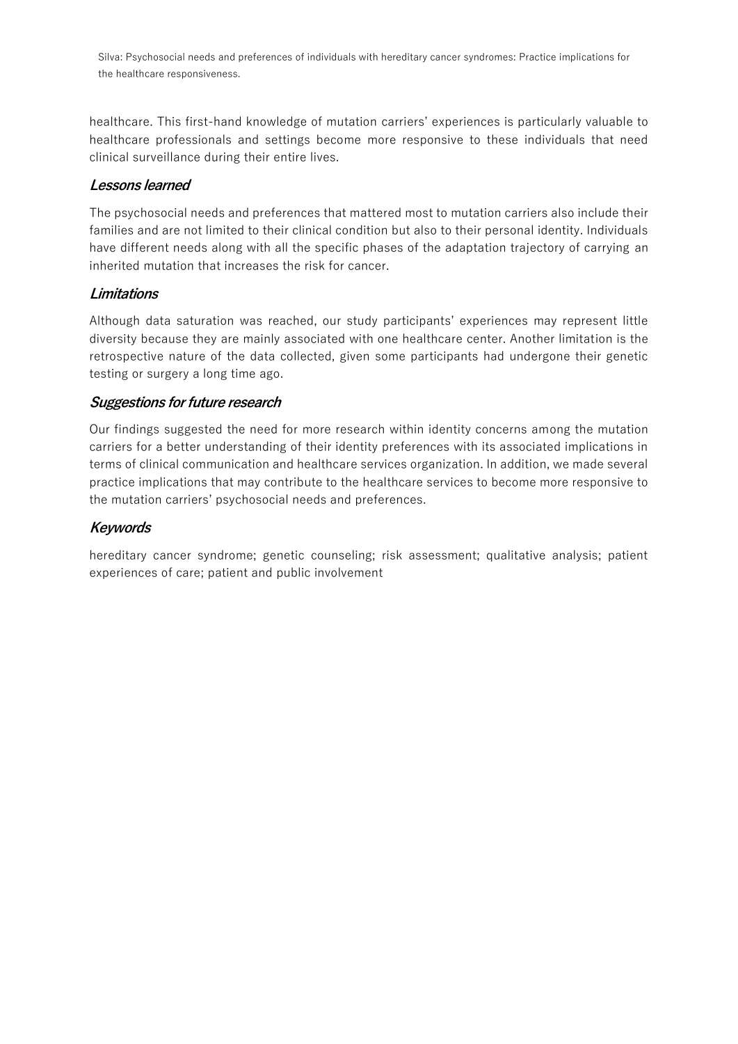healthcare. This first-hand knowledge of mutation carriers' experiences is particularly valuable to healthcare professionals and settings become more responsive to these individuals that need clinical surveillance during their entire lives.

### *Lessons learned*

The psychosocial needs and preferences that mattered most to mutation carriers also include their families and are not limited to their clinical condition but also to their personal identity. Individuals have different needs along with all the specific phases of the adaptation trajectory of carrying an inherited mutation that increases the risk for cancer.

### *Limitations*

Although data saturation was reached, our study participants' experiences may represent little diversity because they are mainly associated with one healthcare center. Another limitation is the retrospective nature of the data collected, given some participants had undergone their genetic testing or surgery a long time ago.

### *Suggestions for future research*

Our findings suggested the need for more research within identity concerns among the mutation carriers for a better understanding of their identity preferences with its associated implications in terms of clinical communication and healthcare services organization. In addition, we made several practice implications that may contribute to the healthcare services to become more responsive to the mutation carriers' psychosocial needs and preferences.

### *Keywords*

hereditary cancer syndrome; genetic counseling; risk assessment; qualitative analysis; patient experiences of care; patient and public involvement